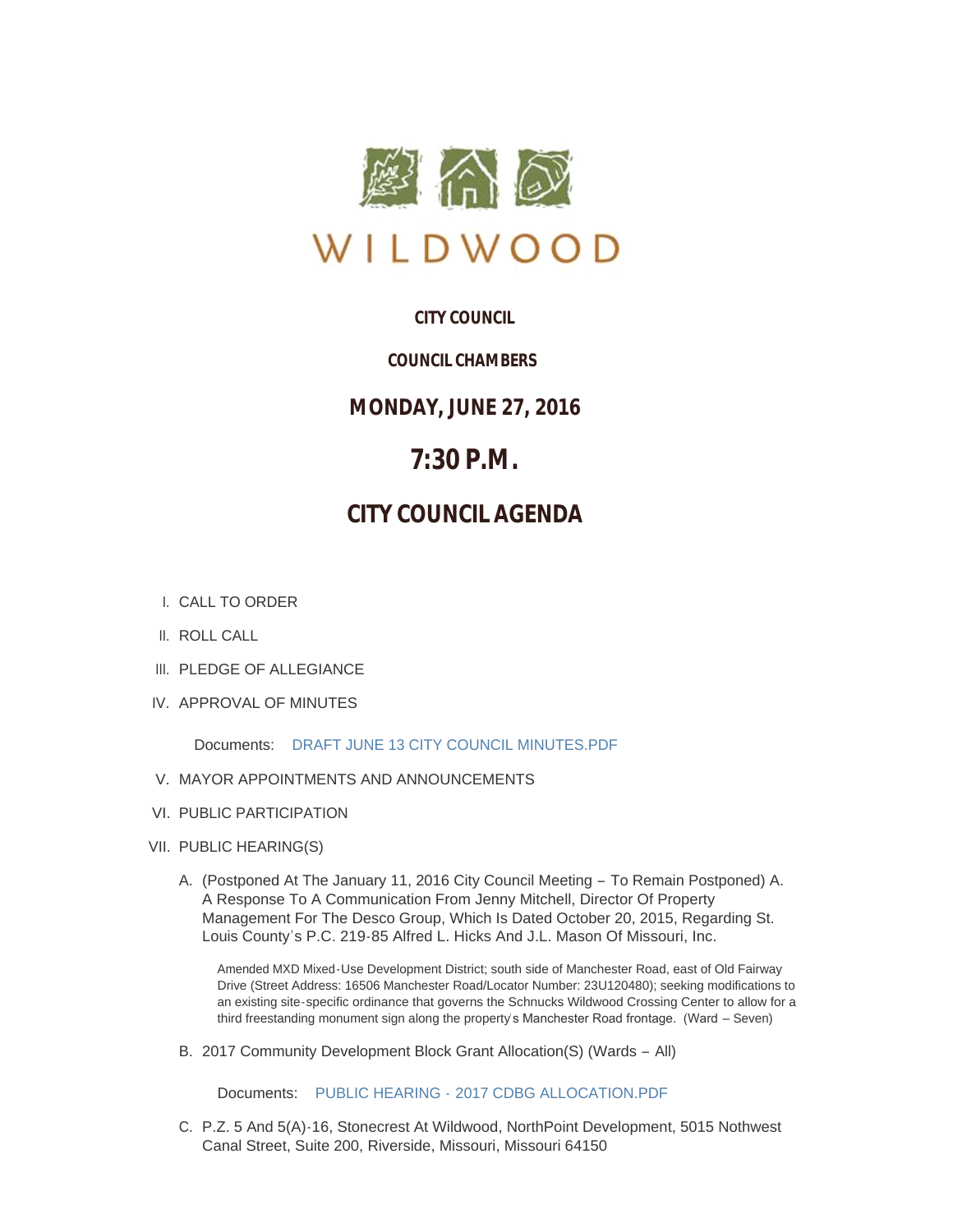WILDWOOD

**CITY COUNCIL**

**COUNCIL CHAMBERS**

**MONDAY, JUNE 27, 2016**

# 7:30 P.M.

## CITY COUNCIL AGENDA

I. CALL TO ORDER

II. ROLL CALL

III. PLEDGE OF ALLEGIANCE

IV. APPROVAL OF MINUTES

Documents: DRAFT JUNE 13 CITY COUNCIL MINUTES.PDF

V. MAYOR APPOINTMENTS AND ANNOUNCEMENTS

VI. PUBLIC PARTICIPATION

VII. PUBLIC HEARING(S)

A. (Postponed At The January 11, 2016 City Council Meeting – To Remain Postponed) A. A Response To A Communication From Jenny Mitchell, Director Of Property Management For The Desco Group, Which Is Dated October 20, 2015, Regarding St. Louis County's P.C. 219-85 Alfred L. Hicks And J.L. Mason Of Missouri, Inc.

Amended MXD Mixed-Use Development District; south side of Manchester Road, east of Old Fairway Drive (Street Address: 16506 Manchester Road/Locator Number: 23U120480); seeking modifications to an existing site-specific ordinance that governs the Schnucks Wildwood Crossing Center to allow for a third freestanding monument sign along the property's Manchester Road frontage. (Ward – Seven)

B. 2017 Community Development Block Grant Allocation(S) (Wards – All)

Documents: PUBLIC HEARING - 2017 CDBG ALLOCATION.PDF

C. P.Z. 5 And 5(A)-16, Stonecrest At Wildwood, NorthPoint Development, 5015 Nothwest Canal Street, Suite 200, Riverside, Missouri, Missouri 64150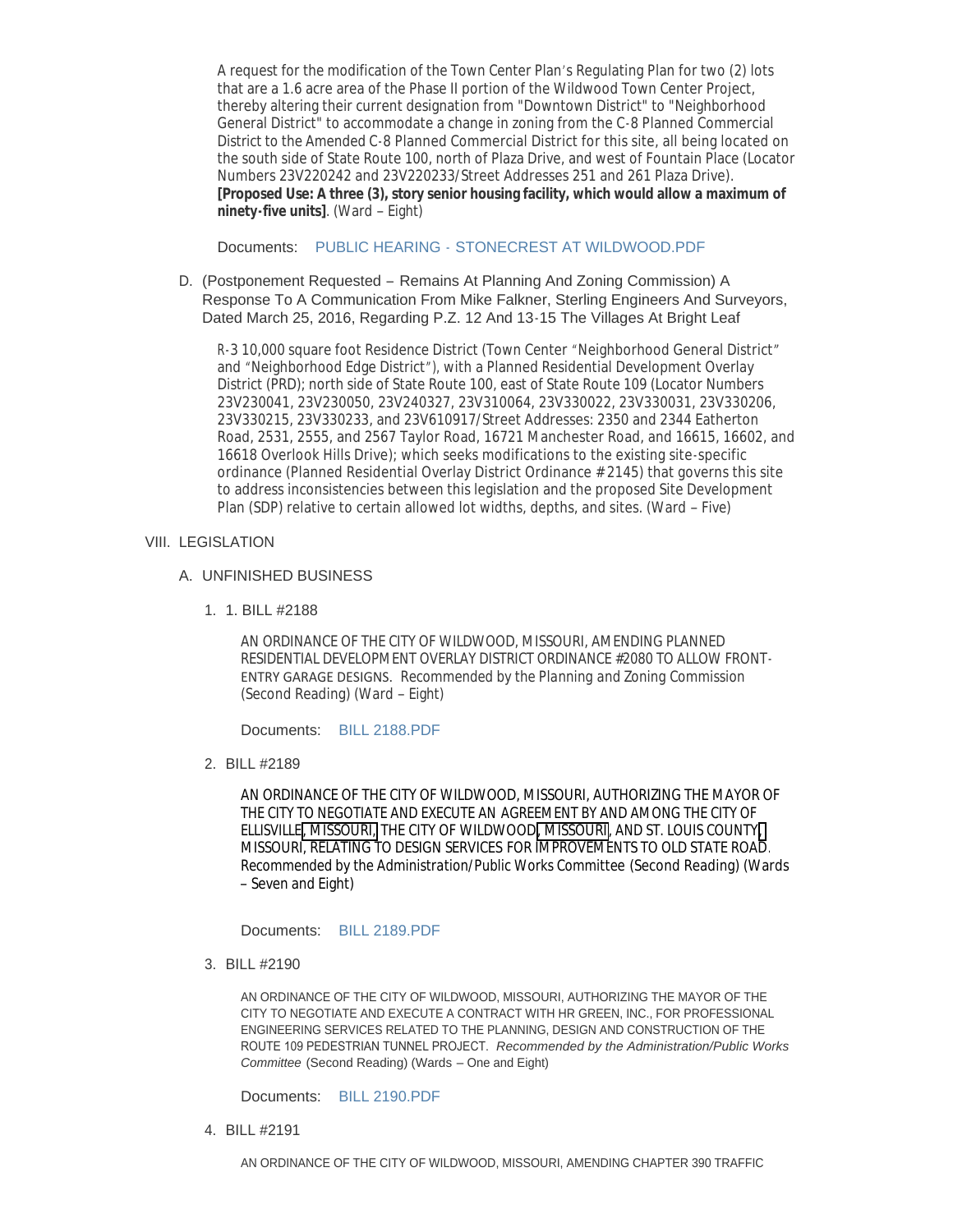A request for the modification of the Town Center Plan's Regulating Plan for two (2) lots that are a 1.6 acre area of the Phase II portion of the Wildwood Town Center Project, thereby altering their current designation from "Downtown District" to "Neighborhood General District" to accommodate a change in zoning from the C-8 Planned Commercial District to the Amended C-8 Planned Commercial District for this site, all being located on the south side of State Route 100, north of Plaza Drive, and west of Fountain Place (Locator Numbers 23V220242 and 23V220233/Street Addresses 251 and 261 Plaza Drive). **[Proposed Use: A three (3), story senior housing facility, which would allow a maximum of ninety-five units]**. (Ward – Eight)

Documents: PUBLIC HEARING - STONECREST AT WILDWOOD.PDF

D. (Postponement Requested – Remains At Planning And Zoning Commission) A Response To A Communication From Mike Falkner, Sterling Engineers And Surveyors, Dated March 25, 2016, Regarding P.Z. 12 And 13-15 The Villages At Bright Leaf

R-3 10,000 square foot Residence District (Town Center "Neighborhood General District" and "Neighborhood Edge District"), with a Planned Residential Development Overlay District (PRD); north side of State Route 100, east of State Route 109 (Locator Numbers 23V230041, 23V230050, 23V240327, 23V310064, 23V330022, 23V330031, 23V330206, 23V330215, 23V330233, and 23V610917/Street Addresses: 2350 and 2344 Eatherton Road, 2531, 2555, and 2567 Taylor Road, 16721 Manchester Road, and 16615, 16602, and 16618 Overlook Hills Drive); which seeks modifications to the existing site-specific ordinance (Planned Residential Overlay District Ordinance #2145) that governs this site to address inconsistencies between this legislation and the proposed Site Development Plan (SDP) relative to certain allowed lot widths, depths, and sites. (Ward – Five)

## VIII. LEGISLATION

### A. UNFINISHED BUSINESS

1. 1. BILL #2188

   AN ORDINANCE OF THE CITY OF WILDWOOD, MISSOURI, AMENDING PLANNED RESIDENTIAL DEVELOPMENT OVERLAY DISTRICT ORDINANCE #2080 TO ALLOW FRONT-ENTRY GARAGE DESIGNS. Recommended by the Planning and Zoning Commission (Second Reading) (Ward – Eight)

   Documents: BILL 2188.PDF

2. BILL #2189

   AN ORDINANCE OF THE CITY OF WILDWOOD, MISSOURI, AUTHORIZING THE MAYOR OF THE CITY TO NEGOTIATE AND EXECUTE AN AGREEMENT BY AND AMONG THE CITY OF ELLISVILLE, MISSOURI, THE CITY OF WILDWOOD, MISSOURI, AND ST. LOUIS COUNTY, MISSOURI, RELATING TO DESIGN SERVICES FOR IMPROVEMENTS TO OLD STATE ROAD. Recommended by the Administration/Public Works Committee (Second Reading) (Wards – Seven and Eight)

   Documents: BILL 2189.PDF

3. BILL #2190

   AN ORDINANCE OF THE CITY OF WILDWOOD, MISSOURI, AUTHORIZING THE MAYOR OF THE CITY TO NEGOTIATE AND EXECUTE A CONTRACT WITH HR GREEN, INC., FOR PROFESSIONAL ENGINEERING SERVICES RELATED TO THE PLANNING, DESIGN AND CONSTRUCTION OF THE ROUTE 109 PEDESTRIAN TUNNEL PROJECT. *Recommended by the Administration/Public Works Committee* (Second Reading) (Wards – One and Eight)

   Documents: BILL 2190.PDF

4. BILL #2191

   AN ORDINANCE OF THE CITY OF WILDWOOD, MISSOURI, AMENDING CHAPTER 390 TRAFFIC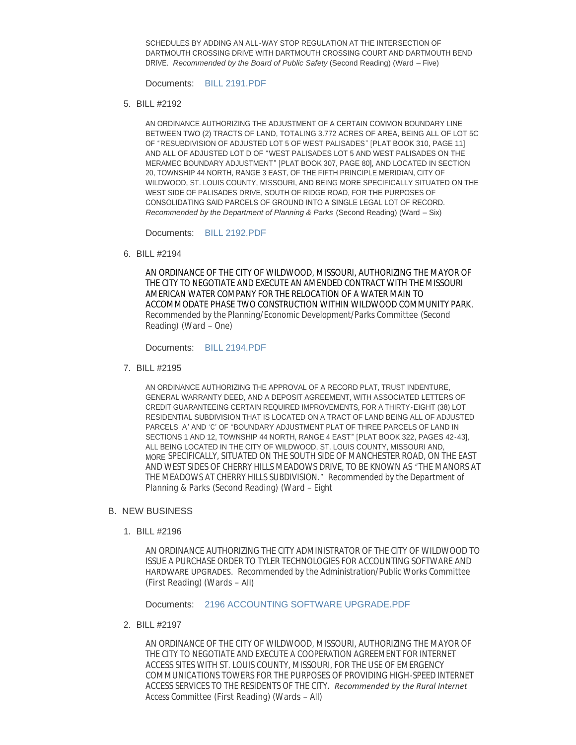SCHEDULES BY ADDING AN ALL-WAY STOP REGULATION AT THE INTERSECTION OF DARTMOUTH CROSSING DRIVE WITH DARTMOUTH CROSSING COURT AND DARTMOUTH BEND DRIVE. *Recommended by the Board of Public Safety* (Second Reading) (Ward – Five)

Documents: BILL 2191.PDF

5. BILL #2192

   AN ORDINANCE AUTHORIZING THE ADJUSTMENT OF A CERTAIN COMMON BOUNDARY LINE BETWEEN TWO (2) TRACTS OF LAND, TOTALING 3.772 ACRES OF AREA, BEING ALL OF LOT 5C OF "RESUBDIVISION OF ADJUSTED LOT 5 OF WEST PALISADES" [PLAT BOOK 310, PAGE 11] AND ALL OF ADJUSTED LOT D OF "WEST PALISADES LOT 5 AND WEST PALISADES ON THE MERAMEC BOUNDARY ADJUSTMENT" [PLAT BOOK 307, PAGE 80], AND LOCATED IN SECTION 20, TOWNSHIP 44 NORTH, RANGE 3 EAST, OF THE FIFTH PRINCIPLE MERIDIAN, CITY OF WILDWOOD, ST. LOUIS COUNTY, MISSOURI, AND BEING MORE SPECIFICALLY SITUATED ON THE WEST SIDE OF PALISADES DRIVE, SOUTH OF RIDGE ROAD, FOR THE PURPOSES OF CONSOLIDATING SAID PARCELS OF GROUND INTO A SINGLE LEGAL LOT OF RECORD. *Recommended by the Department of Planning & Parks* (Second Reading) (Ward – Six)

   Documents: BILL 2192.PDF

6. BILL #2194

   AN ORDINANCE OF THE CITY OF WILDWOOD, MISSOURI, AUTHORIZING THE MAYOR OF THE CITY TO NEGOTIATE AND EXECUTE AN AMENDED CONTRACT WITH THE MISSOURI AMERICAN WATER COMPANY FOR THE RELOCATION OF A WATER MAIN TO ACCOMMODATE PHASE TWO CONSTRUCTION WITHIN WILDWOOD COMMUNITY PARK. Recommended by the Planning/Economic Development/Parks Committee (Second Reading) (Ward – One)

   Documents: BILL 2194.PDF

7. BILL #2195

   AN ORDINANCE AUTHORIZING THE APPROVAL OF A RECORD PLAT, TRUST INDENTURE, GENERAL WARRANTY DEED, AND A DEPOSIT AGREEMENT, WITH ASSOCIATED LETTERS OF CREDIT GUARANTEEING CERTAIN REQUIRED IMPROVEMENTS, FOR A THIRTY-EIGHT (38) LOT RESIDENTIAL SUBDIVISION THAT IS LOCATED ON A TRACT OF LAND BEING ALL OF ADJUSTED PARCELS 'A' AND 'C' OF "BOUNDARY ADJUSTMENT PLAT OF THREE PARCELS OF LAND IN SECTIONS 1 AND 12, TOWNSHIP 44 NORTH, RANGE 4 EAST" [PLAT BOOK 322, PAGES 42-43], ALL BEING LOCATED IN THE CITY OF WILDWOOD, ST. LOUIS COUNTY, MISSOURI AND, MORE SPECIFICALLY, SITUATED ON THE SOUTH SIDE OF MANCHESTER ROAD, ON THE EAST AND WEST SIDES OF CHERRY HILLS MEADOWS DRIVE, TO BE KNOWN AS "THE MANORS AT THE MEADOWS AT CHERRY HILLS SUBDIVISION." Recommended by the Department of Planning & Parks (Second Reading) (Ward – Eight

B. NEW BUSINESS

1. BILL #2196

   AN ORDINANCE AUTHORIZING THE CITY ADMINISTRATOR OF THE CITY OF WILDWOOD TO ISSUE A PURCHASE ORDER TO TYLER TECHNOLOGIES FOR ACCOUNTING SOFTWARE AND HARDWARE UPGRADES. Recommended by the Administration/Public Works Committee (First Reading) (Wards – All)

   Documents: 2196 ACCOUNTING SOFTWARE UPGRADE.PDF

2. BILL #2197

   AN ORDINANCE OF THE CITY OF WILDWOOD, MISSOURI, AUTHORIZING THE MAYOR OF THE CITY TO NEGOTIATE AND EXECUTE A COOPERATION AGREEMENT FOR INTERNET ACCESS SITES WITH ST. LOUIS COUNTY, MISSOURI, FOR THE USE OF EMERGENCY COMMUNICATIONS TOWERS FOR THE PURPOSES OF PROVIDING HIGH-SPEED INTERNET ACCESS SERVICES TO THE RESIDENTS OF THE CITY. *Recommended by the Rural Internet* Access Committee (First Reading) (Wards – All)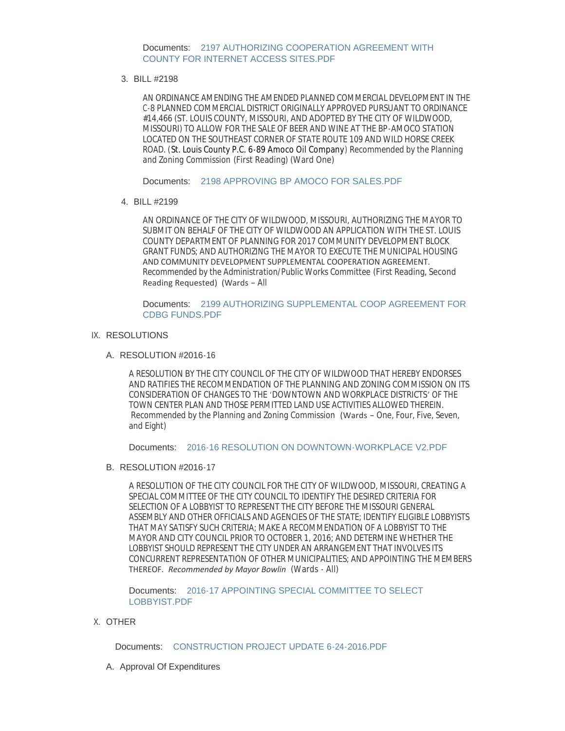Documents: 2197 AUTHORIZING COOPERATION AGREEMENT WITH COUNTY FOR INTERNET ACCESS SITES.PDF

3. BILL #2198

   AN ORDINANCE AMENDING THE AMENDED PLANNED COMMERCIAL DEVELOPMENT IN THE C-8 PLANNED COMMERCIAL DISTRICT ORIGINALLY APPROVED PURSUANT TO ORDINANCE #14,466 (ST. LOUIS COUNTY, MISSOURI, AND ADOPTED BY THE CITY OF WILDWOOD, MISSOURI) TO ALLOW FOR THE SALE OF BEER AND WINE AT THE BP-AMOCO STATION LOCATED ON THE SOUTHEAST CORNER OF STATE ROUTE 109 AND WILD HORSE CREEK ROAD. (St. Louis County P.C. 6-89 Amoco Oil Company) Recommended by the Planning and Zoning Commission (First Reading) (Ward One)

   Documents: 2198 APPROVING BP AMOCO FOR SALES.PDF

4. BILL #2199

   AN ORDINANCE OF THE CITY OF WILDWOOD, MISSOURI, AUTHORIZING THE MAYOR TO SUBMIT ON BEHALF OF THE CITY OF WILDWOOD AN APPLICATION WITH THE ST. LOUIS COUNTY DEPARTMENT OF PLANNING FOR 2017 COMMUNITY DEVELOPMENT BLOCK GRANT FUNDS; AND AUTHORIZING THE MAYOR TO EXECUTE THE MUNICIPAL HOUSING AND COMMUNITY DEVELOPMENT SUPPLEMENTAL COOPERATION AGREEMENT. Recommended by the Administration/Public Works Committee (First Reading, Second Reading Requested) (Wards – All

   Documents: 2199 AUTHORIZING SUPPLEMENTAL COOP AGREEMENT FOR CDBG FUNDS.PDF

## IX. RESOLUTIONS

### A. RESOLUTION #2016-16

A RESOLUTION BY THE CITY COUNCIL OF THE CITY OF WILDWOOD THAT HEREBY ENDORSES AND RATIFIES THE RECOMMENDATION OF THE PLANNING AND ZONING COMMISSION ON ITS CONSIDERATION OF CHANGES TO THE 'DOWNTOWN AND WORKPLACE DISTRICTS' OF THE TOWN CENTER PLAN AND THOSE PERMITTED LAND USE ACTIVITIES ALLOWED THEREIN. Recommended by the Planning and Zoning Commission (Wards – One, Four, Five, Seven, and Eight)

Documents: 2016-16 RESOLUTION ON DOWNTOWN-WORKPLACE V2.PDF

### B. RESOLUTION #2016-17

A RESOLUTION OF THE CITY COUNCIL FOR THE CITY OF WILDWOOD, MISSOURI, CREATING A SPECIAL COMMITTEE OF THE CITY COUNCIL TO IDENTIFY THE DESIRED CRITERIA FOR SELECTION OF A LOBBYIST TO REPRESENT THE CITY BEFORE THE MISSOURI GENERAL ASSEMBLY AND OTHER OFFICIALS AND AGENCIES OF THE STATE; IDENTIFY ELIGIBLE LOBBYISTS THAT MAY SATISFY SUCH CRITERIA; MAKE A RECOMMENDATION OF A LOBBYIST TO THE MAYOR AND CITY COUNCIL PRIOR TO OCTOBER 1, 2016; AND DETERMINE WHETHER THE LOBBYIST SHOULD REPRESENT THE CITY UNDER AN ARRANGEMENT THAT INVOLVES ITS CONCURRENT REPRESENTATION OF OTHER MUNICIPALITIES; AND APPOINTING THE MEMBERS THEREOF. *Recommended by Mayor Bowlin* (Wards - All)

Documents: 2016-17 APPOINTING SPECIAL COMMITTEE TO SELECT LOBBYIST.PDF

## X. OTHER

Documents: CONSTRUCTION PROJECT UPDATE 6-24-2016.PDF

### A. Approval Of Expenditures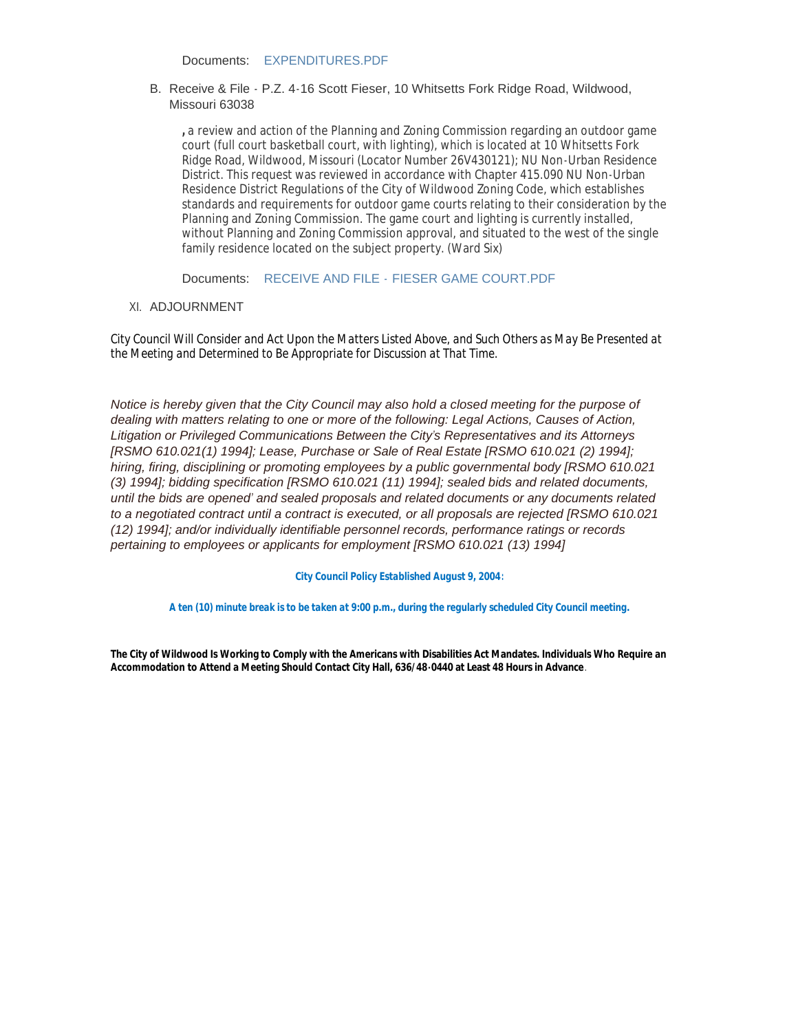Documents: EXPENDITURES.PDF

B. Receive & File - P.Z. 4-16 Scott Fieser, 10 Whitsetts Fork Ridge Road, Wildwood, Missouri 63038

**,** a review and action of the Planning and Zoning Commission regarding an outdoor game court (full court basketball court, with lighting), which is located at 10 Whitsetts Fork Ridge Road, Wildwood, Missouri (Locator Number 26V430121); NU Non-Urban Residence District. This request was reviewed in accordance with Chapter 415.090 NU Non-Urban Residence District Regulations of the City of Wildwood Zoning Code, which establishes standards and requirements for outdoor game courts relating to their consideration by the Planning and Zoning Commission. The game court and lighting is currently installed, without Planning and Zoning Commission approval, and situated to the west of the single family residence located on the subject property. (Ward Six)

Documents: RECEIVE AND FILE - FIESER GAME COURT.PDF

XI. ADJOURNMENT

City Council Will Consider and Act Upon the Matters Listed Above, and Such Others as May Be Presented at the Meeting and Determined to Be Appropriate for Discussion at That Time.

*Notice is hereby given that the City Council may also hold a closed meeting for the purpose of dealing with matters relating to one or more of the following: Legal Actions, Causes of Action, Litigation or Privileged Communications Between the City's Representatives and its Attorneys [RSMO 610.021(1) 1994]; Lease, Purchase or Sale of Real Estate [RSMO 610.021 (2) 1994]; hiring, firing, disciplining or promoting employees by a public governmental body [RSMO 610.021 (3) 1994]; bidding specification [RSMO 610.021 (11) 1994]; sealed bids and related documents, until the bids are opened' and sealed proposals and related documents or any documents related to a negotiated contract until a contract is executed, or all proposals are rejected [RSMO 610.021 (12) 1994]; and/or individually identifiable personnel records, performance ratings or records pertaining to employees or applicants for employment [RSMO 610.021 (13) 1994]*

***City Council Policy Established August 9, 2004:***

***A ten (10) minute break is to be taken at 9:00 p.m., during the regularly scheduled City Council meeting.***

**The City of Wildwood Is Working to Comply with the Americans with Disabilities Act Mandates. Individuals Who Require an Accommodation to Attend a Meeting Should Contact City Hall, 636/48-0440 at Least 48 Hours in Advance**.